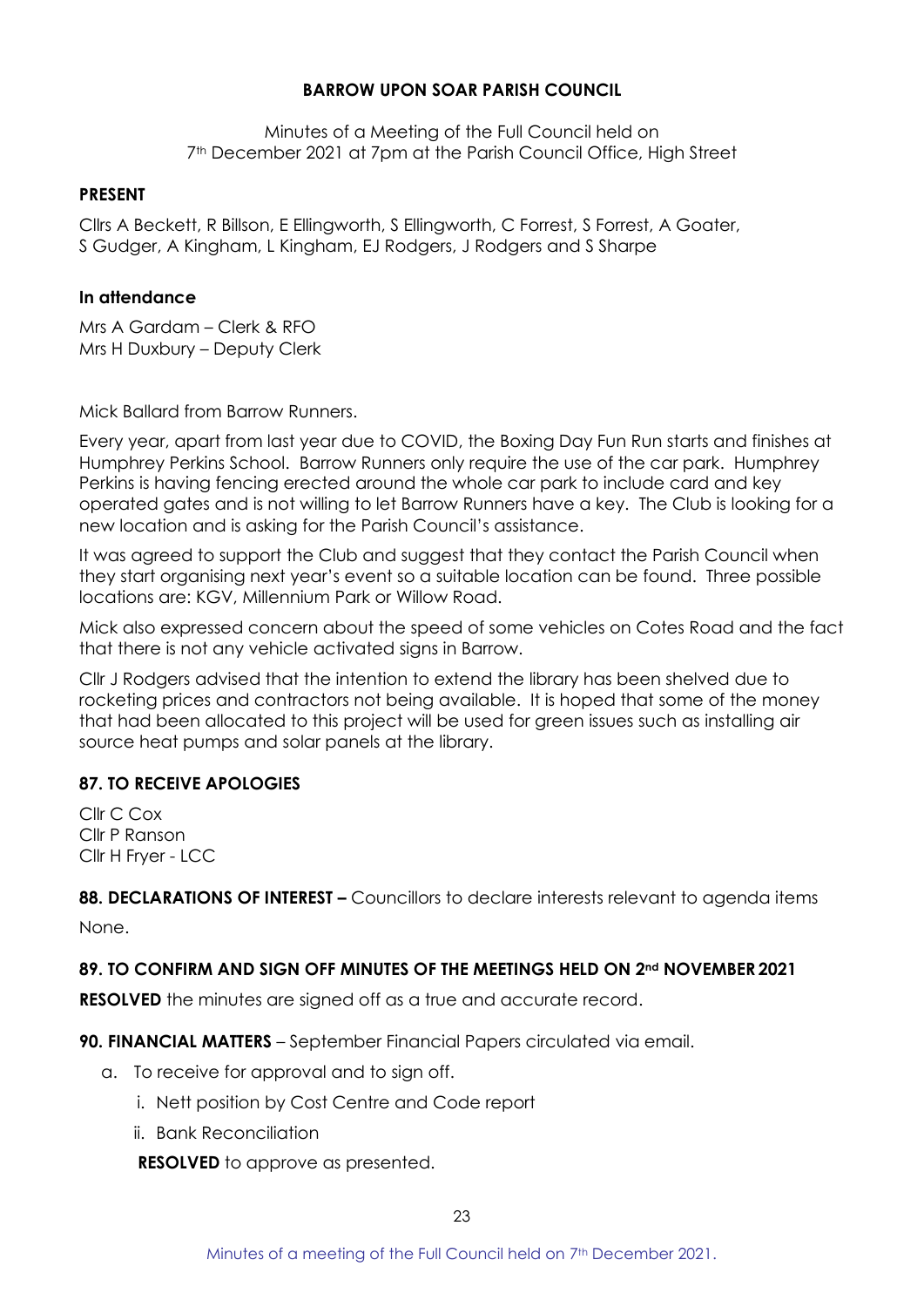# BARROW UPON SOAR PARISH COUNCIL

Minutes of a Meeting of the Full Council held on 7th December 2021 at 7pm at the Parish Council Office, High Street

## PRESENT

Cllrs A Beckett, R Billson, E Ellingworth, S Ellingworth, C Forrest, S Forrest, A Goater, S Gudger, A Kingham, L Kingham, EJ Rodgers, J Rodgers and S Sharpe

## In attendance

Mrs A Gardam – Clerk & RFO
Mrs H Duxbury – Deputy Clerk

Mick Ballard from Barrow Runners.

Every year, apart from last year due to COVID, the Boxing Day Fun Run starts and finishes at Humphrey Perkins School. Barrow Runners only require the use of the car park. Humphrey Perkins is having fencing erected around the whole car park to include card and key operated gates and is not willing to let Barrow Runners have a key. The Club is looking for a new location and is asking for the Parish Council's assistance.

It was agreed to support the Club and suggest that they contact the Parish Council when they start organising next year's event so a suitable location can be found. Three possible locations are: KGV, Millennium Park or Willow Road.

Mick also expressed concern about the speed of some vehicles on Cotes Road and the fact that there is not any vehicle activated signs in Barrow.

Cllr J Rodgers advised that the intention to extend the library has been shelved due to rocketing prices and contractors not being available. It is hoped that some of the money that had been allocated to this project will be used for green issues such as installing air source heat pumps and solar panels at the library.

## 87. TO RECEIVE APOLOGIES

Cllr C Cox
Cllr P Ranson
Cllr H Fryer - LCC

**88. DECLARATIONS OF INTEREST –** Councillors to declare interests relevant to agenda items

None.

## 89. TO CONFIRM AND SIGN OFF MINUTES OF THE MEETINGS HELD ON 2nd NOVEMBER 2021

**RESOLVED** the minutes are signed off as a true and accurate record.

**90. FINANCIAL MATTERS** – September Financial Papers circulated via email.

a. To receive for approval and to sign off.
   i. Nett position by Cost Centre and Code report
   ii. Bank Reconciliation

   **RESOLVED** to approve as presented.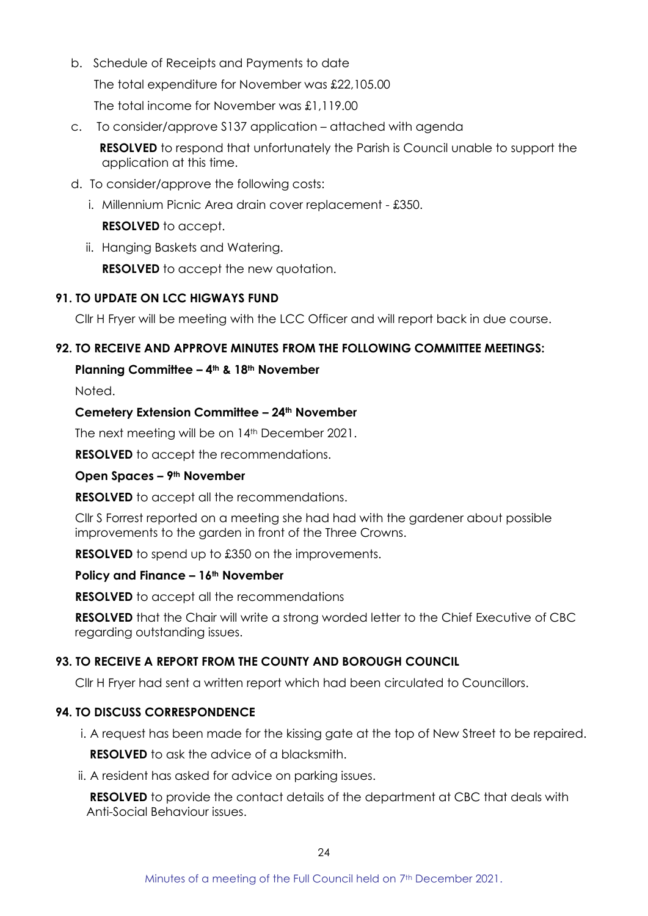b. Schedule of Receipts and Payments to date

   The total expenditure for November was £22,105.00

   The total income for November was £1,119.00

c. To consider/approve S137 application – attached with agenda

   **RESOLVED** to respond that unfortunately the Parish is Council unable to support the application at this time.

d. To consider/approve the following costs:

   i. Millennium Picnic Area drain cover replacement - £350.

      **RESOLVED** to accept.

   ii. Hanging Baskets and Watering.

      **RESOLVED** to accept the new quotation.

**91. TO UPDATE ON LCC HIGWAYS FUND**

Cllr H Fryer will be meeting with the LCC Officer and will report back in due course.

**92. TO RECEIVE AND APPROVE MINUTES FROM THE FOLLOWING COMMITTEE MEETINGS:**

**Planning Committee – 4th & 18th November**

Noted.

**Cemetery Extension Committee – 24th November**

The next meeting will be on 14th December 2021.

**RESOLVED** to accept the recommendations.

**Open Spaces – 9th November**

**RESOLVED** to accept all the recommendations.

Cllr S Forrest reported on a meeting she had had with the gardener about possible improvements to the garden in front of the Three Crowns.

**RESOLVED** to spend up to £350 on the improvements.

**Policy and Finance – 16th November**

**RESOLVED** to accept all the recommendations

**RESOLVED** that the Chair will write a strong worded letter to the Chief Executive of CBC regarding outstanding issues.

**93. TO RECEIVE A REPORT FROM THE COUNTY AND BOROUGH COUNCIL**

Cllr H Fryer had sent a written report which had been circulated to Councillors.

**94. TO DISCUSS CORRESPONDENCE**

i. A request has been made for the kissing gate at the top of New Street to be repaired.

   **RESOLVED** to ask the advice of a blacksmith.

ii. A resident has asked for advice on parking issues.

   **RESOLVED** to provide the contact details of the department at CBC that deals with Anti-Social Behaviour issues.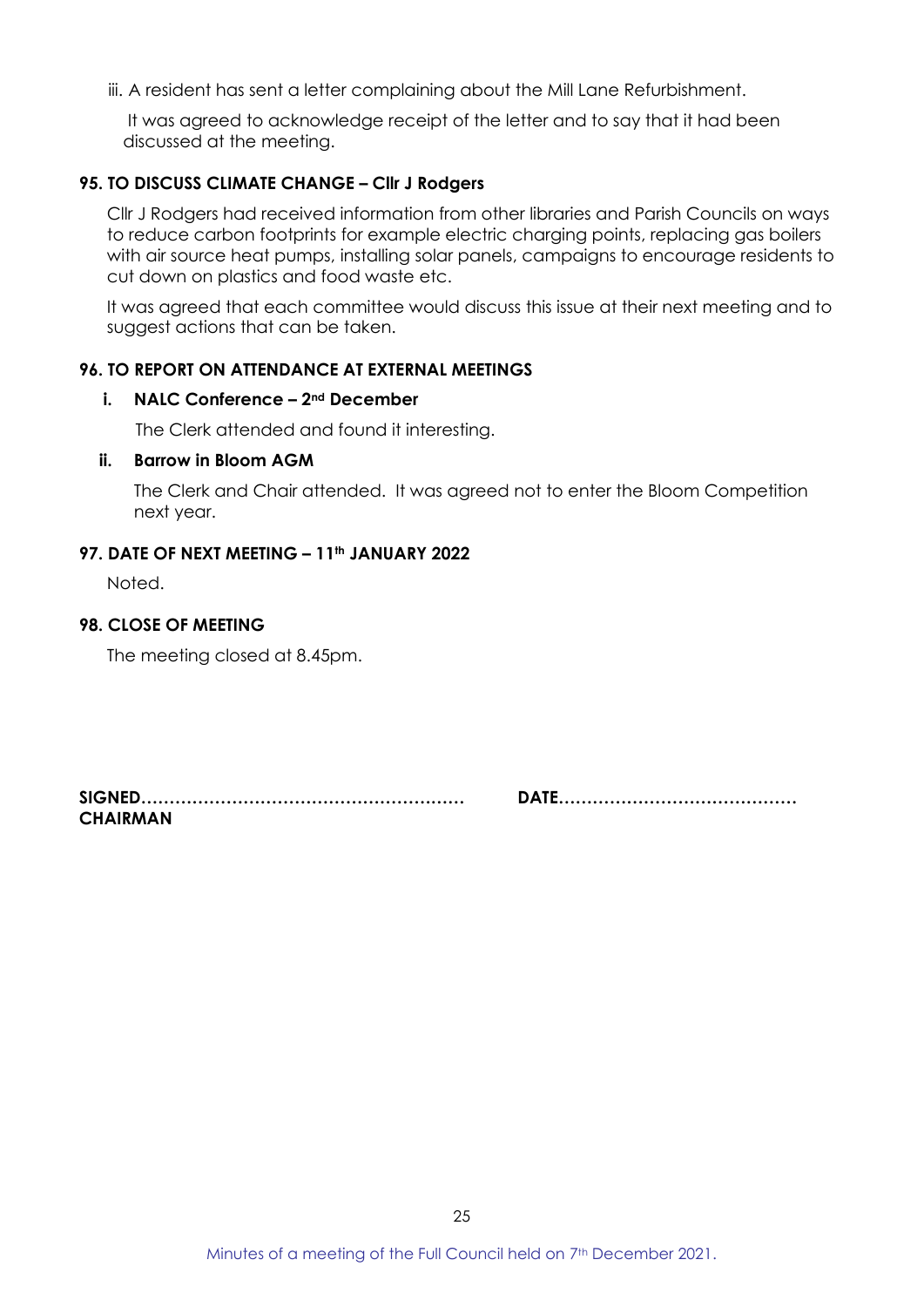iii. A resident has sent a letter complaining about the Mill Lane Refurbishment.

It was agreed to acknowledge receipt of the letter and to say that it had been discussed at the meeting.

**95. TO DISCUSS CLIMATE CHANGE – Cllr J Rodgers**

Cllr J Rodgers had received information from other libraries and Parish Councils on ways to reduce carbon footprints for example electric charging points, replacing gas boilers with air source heat pumps, installing solar panels, campaigns to encourage residents to cut down on plastics and food waste etc.

It was agreed that each committee would discuss this issue at their next meeting and to suggest actions that can be taken.

**96. TO REPORT ON ATTENDANCE AT EXTERNAL MEETINGS**

**i. NALC Conference – 2nd December**

The Clerk attended and found it interesting.

**ii. Barrow in Bloom AGM**

The Clerk and Chair attended. It was agreed not to enter the Bloom Competition next year.

**97. DATE OF NEXT MEETING – 11th JANUARY 2022**

Noted.

**98. CLOSE OF MEETING**

The meeting closed at 8.45pm.

**SIGNED…………………………………………………** **DATE……………………………………**
**CHAIRMAN**

Minutes of a meeting of the Full Council held on 7th December 2021.